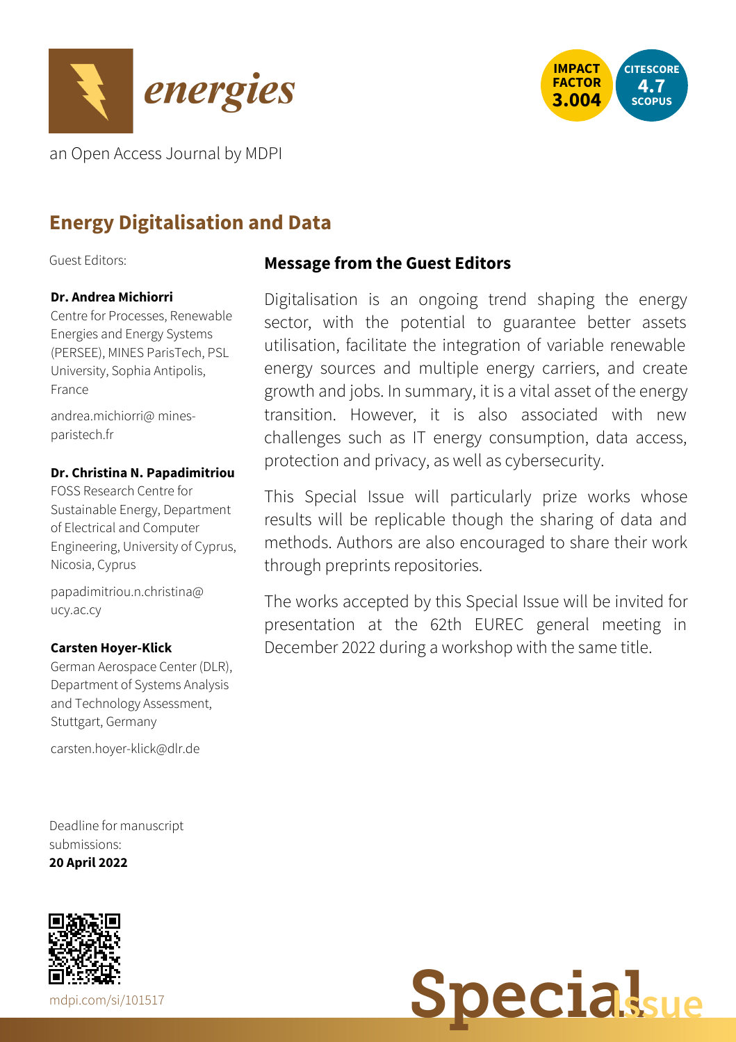# energies

an Open Access Journal by MDPI

**IMPACT FACTOR 3.004**

**CITESCORE 4.7 SCOPUS**

## Energy Digitalisation and Data

Guest Editors:

**Dr. Andrea Michiorri**
Centre for Processes, Renewable Energies and Energy Systems (PERSEE), MINES ParisTech, PSL University, Sophia Antipolis, France

andrea.michiorri@ mines-paristech.fr

**Dr. Christina N. Papadimitriou**
FOSS Research Centre for Sustainable Energy, Department of Electrical and Computer Engineering, University of Cyprus, Nicosia, Cyprus

papadimitriou.n.christina@ ucy.ac.cy

**Carsten Hoyer-Klick**
German Aerospace Center (DLR), Department of Systems Analysis and Technology Assessment, Stuttgart, Germany

carsten.hoyer-klick@dlr.de

Deadline for manuscript submissions:
**20 April 2022**

### Message from the Guest Editors

Digitalisation is an ongoing trend shaping the energy sector, with the potential to guarantee better assets utilisation, facilitate the integration of variable renewable energy sources and multiple energy carriers, and create growth and jobs. In summary, it is a vital asset of the energy transition. However, it is also associated with new challenges such as IT energy consumption, data access, protection and privacy, as well as cybersecurity.

This Special Issue will particularly prize works whose results will be replicable though the sharing of data and methods. Authors are also encouraged to share their work through preprints repositories.

The works accepted by this Special Issue will be invited for presentation at the 62th EUREC general meeting in December 2022 during a workshop with the same title.

mdpi.com/si/101517

**Special Issue**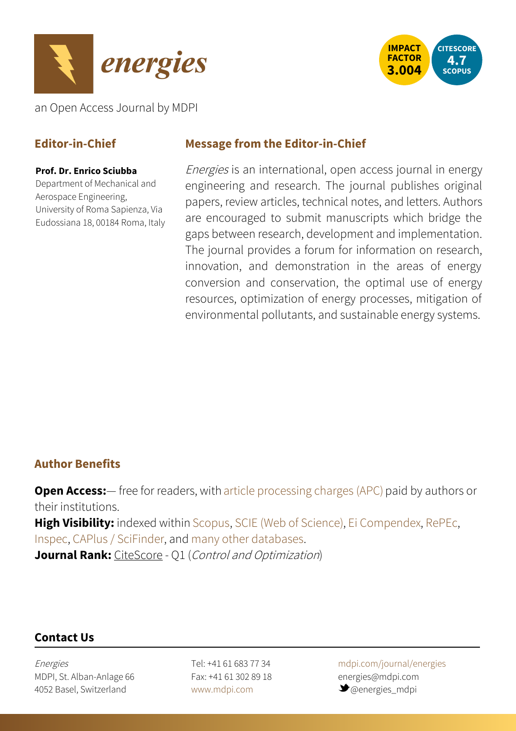# energies

**IMPACT FACTOR 3.004**

**CITESCORE 4.7 SCOPUS**

an Open Access Journal by MDPI

## Editor-in-Chief

**Prof. Dr. Enrico Sciubba**
Department of Mechanical and Aerospace Engineering, University of Roma Sapienza, Via Eudossiana 18, 00184 Roma, Italy

## Message from the Editor-in-Chief

*Energies* is an international, open access journal in energy engineering and research. The journal publishes original papers, review articles, technical notes, and letters. Authors are encouraged to submit manuscripts which bridge the gaps between research, development and implementation. The journal provides a forum for information on research, innovation, and demonstration in the areas of energy conversion and conservation, the optimal use of energy resources, optimization of energy processes, mitigation of environmental pollutants, and sustainable energy systems.

## Author Benefits

**Open Access:**— free for readers, with article processing charges (APC) paid by authors or their institutions.
**High Visibility:** indexed within Scopus, SCIE (Web of Science), Ei Compendex, RePEc, Inspec, CAPlus / SciFinder, and many other databases.
**Journal Rank:** CiteScore - Q1 (*Control and Optimization*)

## Contact Us

*Energies*
MDPI, St. Alban-Anlage 66
4052 Basel, Switzerland

Tel: +41 61 683 77 34
Fax: +41 61 302 89 18
www.mdpi.com

mdpi.com/journal/energies
energies@mdpi.com
@energies_mdpi